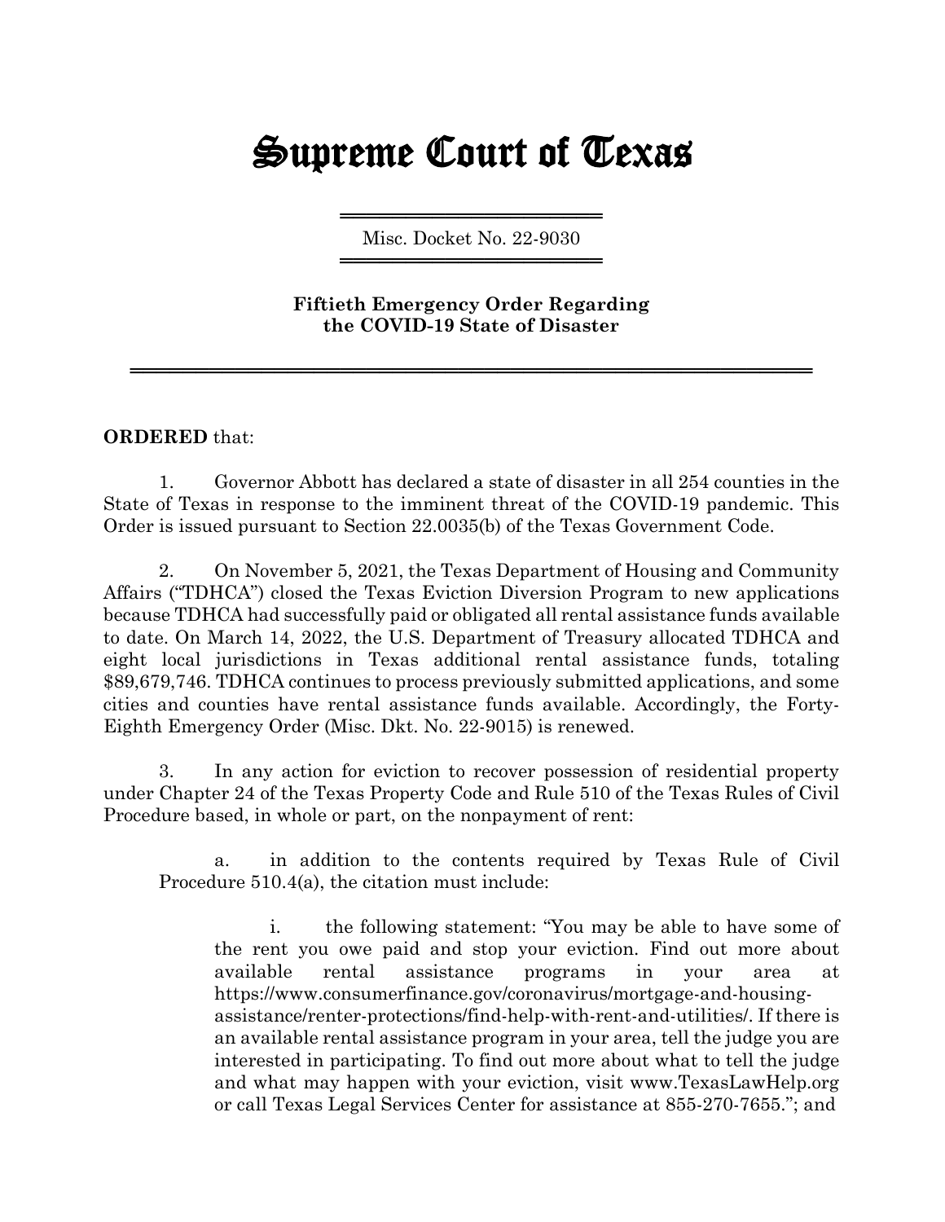# Supreme Court of Texas

Misc. Docket No. 22-9030

**Fiftieth Emergency Order Regarding the COVID-19 State of Disaster**

**ORDERED** that:

1. Governor Abbott has declared a state of disaster in all 254 counties in the State of Texas in response to the imminent threat of the COVID-19 pandemic. This Order is issued pursuant to Section 22.0035(b) of the Texas Government Code.

2. On November 5, 2021, the Texas Department of Housing and Community Affairs ("TDHCA") closed the Texas Eviction Diversion Program to new applications because TDHCA had successfully paid or obligated all rental assistance funds available to date. On March 14, 2022, the U.S. Department of Treasury allocated TDHCA and eight local jurisdictions in Texas additional rental assistance funds, totaling $89,679,746. TDHCA continues to process previously submitted applications, and some cities and counties have rental assistance funds available. Accordingly, the Forty-Eighth Emergency Order (Misc. Dkt. No. 22-9015) is renewed.

3. In any action for eviction to recover possession of residential property under Chapter 24 of the Texas Property Code and Rule 510 of the Texas Rules of Civil Procedure based, in whole or part, on the nonpayment of rent:

   a. in addition to the contents required by Texas Rule of Civil Procedure 510.4(a), the citation must include:

      i. the following statement: "You may be able to have some of the rent you owe paid and stop your eviction. Find out more about available rental assistance programs in your area at https://www.consumerfinance.gov/coronavirus/mortgage-and-housing-assistance/renter-protections/find-help-with-rent-and-utilities/. If there is an available rental assistance program in your area, tell the judge you are interested in participating. To find out more about what to tell the judge and what may happen with your eviction, visit www.TexasLawHelp.org or call Texas Legal Services Center for assistance at 855-270-7655."; and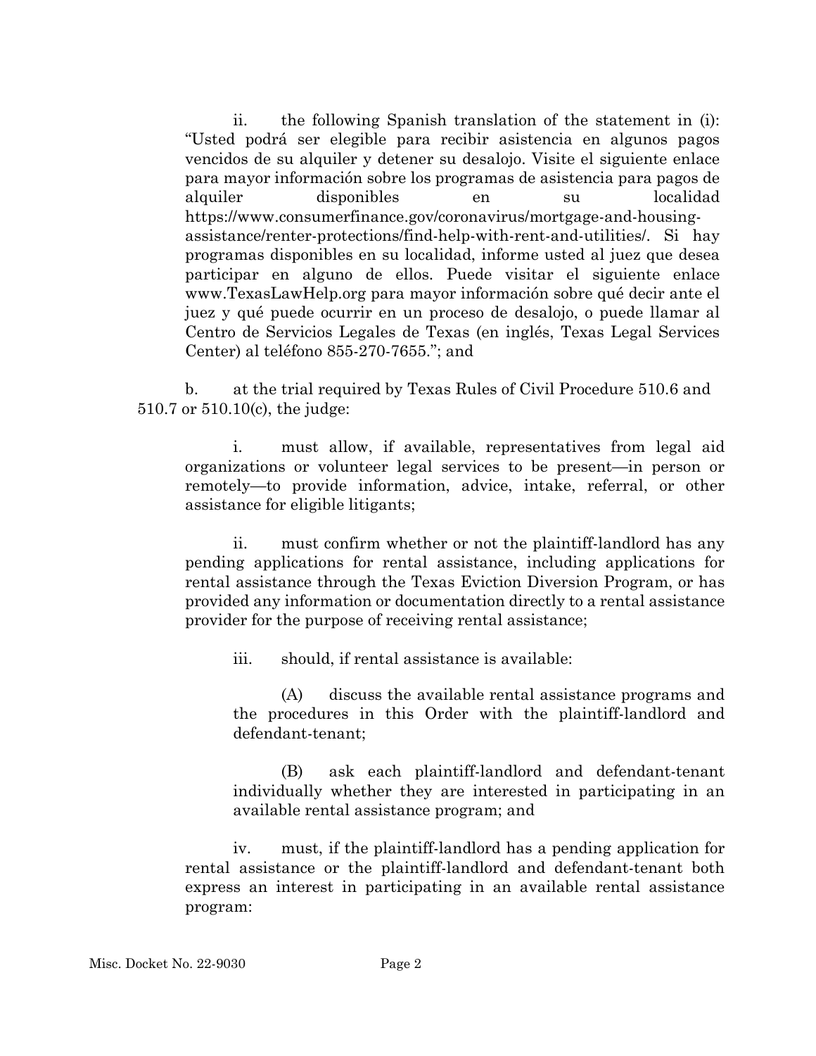ii. the following Spanish translation of the statement in (i): "Usted podrá ser elegible para recibir asistencia en algunos pagos vencidos de su alquiler y detener su desalojo. Visite el siguiente enlace para mayor información sobre los programas de asistencia para pagos de alquiler disponibles en su localidad https://www.consumerfinance.gov/coronavirus/mortgage-and-housing-assistance/renter-protections/find-help-with-rent-and-utilities/. Si hay programas disponibles en su localidad, informe usted al juez que desea participar en alguno de ellos. Puede visitar el siguiente enlace www.TexasLawHelp.org para mayor información sobre qué decir ante el juez y qué puede ocurrir en un proceso de desalojo, o puede llamar al Centro de Servicios Legales de Texas (en inglés, Texas Legal Services Center) al teléfono 855-270-7655."; and

b. at the trial required by Texas Rules of Civil Procedure 510.6 and 510.7 or 510.10(c), the judge:

i. must allow, if available, representatives from legal aid organizations or volunteer legal services to be present—in person or remotely—to provide information, advice, intake, referral, or other assistance for eligible litigants;

ii. must confirm whether or not the plaintiff-landlord has any pending applications for rental assistance, including applications for rental assistance through the Texas Eviction Diversion Program, or has provided any information or documentation directly to a rental assistance provider for the purpose of receiving rental assistance;

iii. should, if rental assistance is available:

(A) discuss the available rental assistance programs and the procedures in this Order with the plaintiff-landlord and defendant-tenant;

(B) ask each plaintiff-landlord and defendant-tenant individually whether they are interested in participating in an available rental assistance program; and

iv. must, if the plaintiff-landlord has a pending application for rental assistance or the plaintiff-landlord and defendant-tenant both express an interest in participating in an available rental assistance program:

Misc. Docket No. 22-9030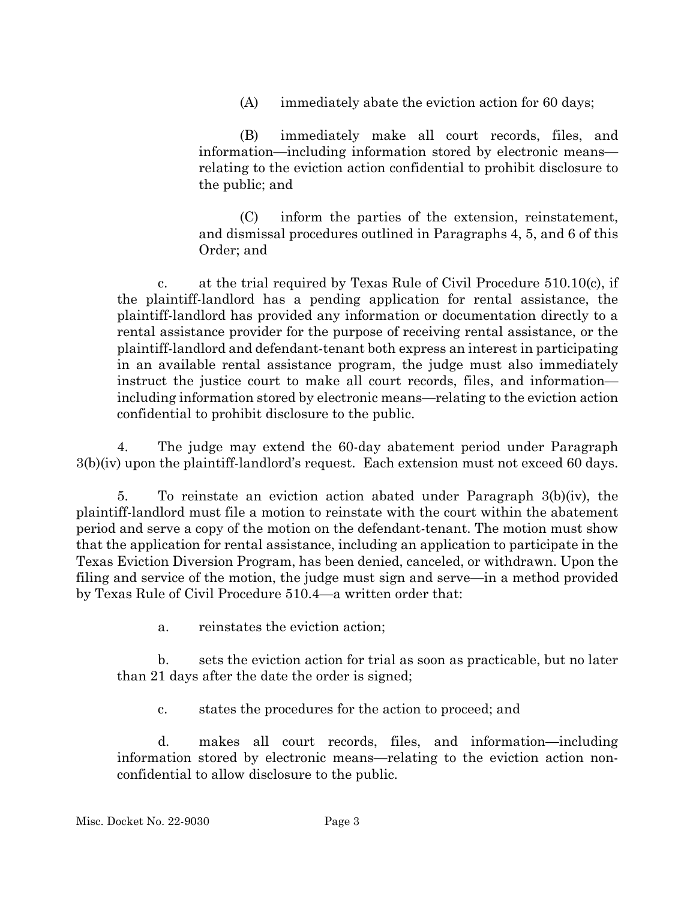(A) immediately abate the eviction action for 60 days;

(B) immediately make all court records, files, and information—including information stored by electronic means—relating to the eviction action confidential to prohibit disclosure to the public; and

(C) inform the parties of the extension, reinstatement, and dismissal procedures outlined in Paragraphs 4, 5, and 6 of this Order; and

c. at the trial required by Texas Rule of Civil Procedure 510.10(c), if the plaintiff-landlord has a pending application for rental assistance, the plaintiff-landlord has provided any information or documentation directly to a rental assistance provider for the purpose of receiving rental assistance, or the plaintiff-landlord and defendant-tenant both express an interest in participating in an available rental assistance program, the judge must also immediately instruct the justice court to make all court records, files, and information—including information stored by electronic means—relating to the eviction action confidential to prohibit disclosure to the public.

4. The judge may extend the 60-day abatement period under Paragraph 3(b)(iv) upon the plaintiff-landlord's request. Each extension must not exceed 60 days.

5. To reinstate an eviction action abated under Paragraph 3(b)(iv), the plaintiff-landlord must file a motion to reinstate with the court within the abatement period and serve a copy of the motion on the defendant-tenant. The motion must show that the application for rental assistance, including an application to participate in the Texas Eviction Diversion Program, has been denied, canceled, or withdrawn. Upon the filing and service of the motion, the judge must sign and serve—in a method provided by Texas Rule of Civil Procedure 510.4—a written order that:

a. reinstates the eviction action;

b. sets the eviction action for trial as soon as practicable, but no later than 21 days after the date the order is signed;

c. states the procedures for the action to proceed; and

d. makes all court records, files, and information—including information stored by electronic means—relating to the eviction action non-confidential to allow disclosure to the public.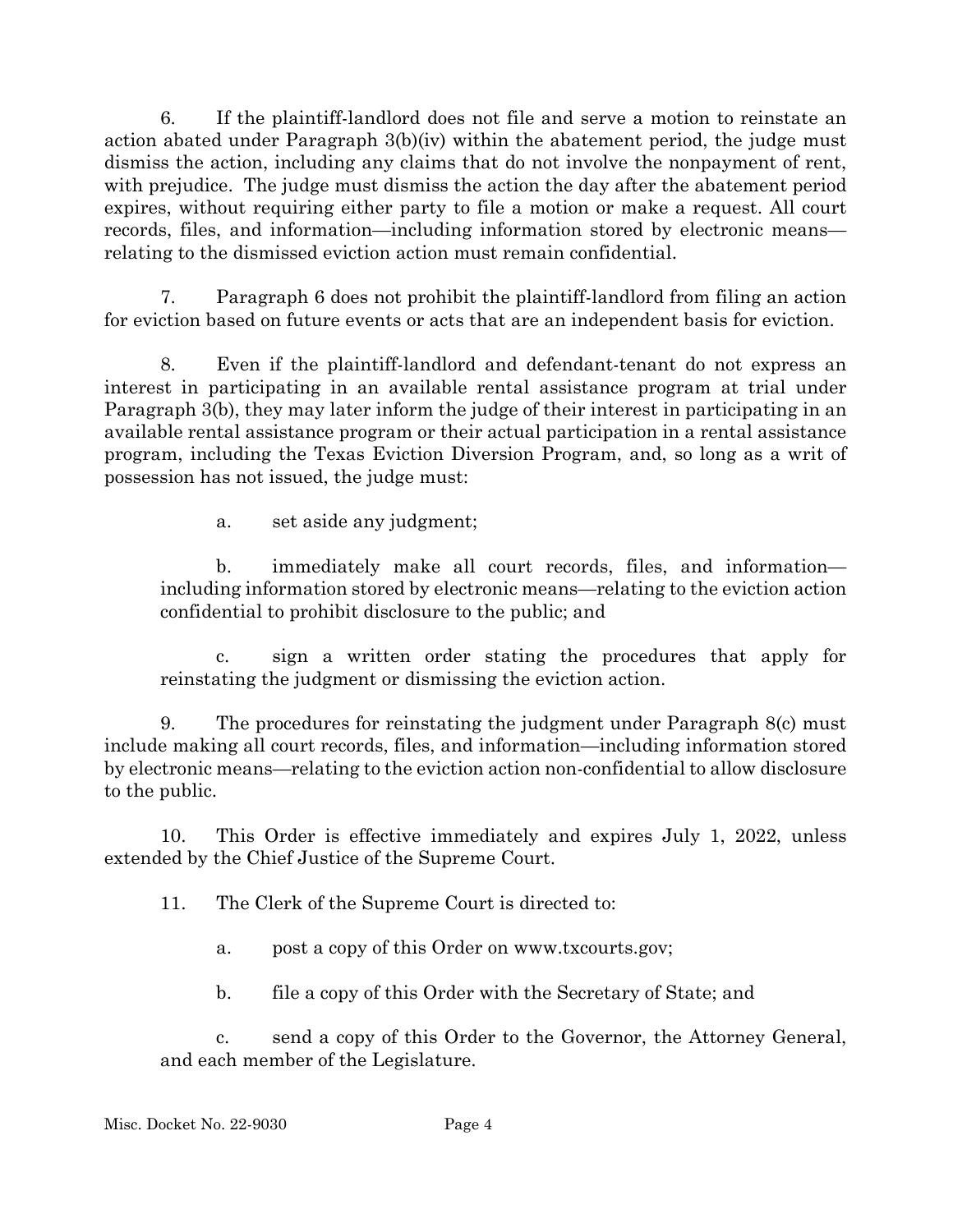6. If the plaintiff-landlord does not file and serve a motion to reinstate an action abated under Paragraph 3(b)(iv) within the abatement period, the judge must dismiss the action, including any claims that do not involve the nonpayment of rent, with prejudice. The judge must dismiss the action the day after the abatement period expires, without requiring either party to file a motion or make a request. All court records, files, and information—including information stored by electronic means—relating to the dismissed eviction action must remain confidential.

7. Paragraph 6 does not prohibit the plaintiff-landlord from filing an action for eviction based on future events or acts that are an independent basis for eviction.

8. Even if the plaintiff-landlord and defendant-tenant do not express an interest in participating in an available rental assistance program at trial under Paragraph 3(b), they may later inform the judge of their interest in participating in an available rental assistance program or their actual participation in a rental assistance program, including the Texas Eviction Diversion Program, and, so long as a writ of possession has not issued, the judge must:

   a. set aside any judgment;

   b. immediately make all court records, files, and information—including information stored by electronic means—relating to the eviction action confidential to prohibit disclosure to the public; and

   c. sign a written order stating the procedures that apply for reinstating the judgment or dismissing the eviction action.

9. The procedures for reinstating the judgment under Paragraph 8(c) must include making all court records, files, and information—including information stored by electronic means—relating to the eviction action non-confidential to allow disclosure to the public.

10. This Order is effective immediately and expires July 1, 2022, unless extended by the Chief Justice of the Supreme Court.

11. The Clerk of the Supreme Court is directed to:

   a. post a copy of this Order on www.txcourts.gov;

   b. file a copy of this Order with the Secretary of State; and

   c. send a copy of this Order to the Governor, the Attorney General, and each member of the Legislature.

Misc. Docket No. 22-9030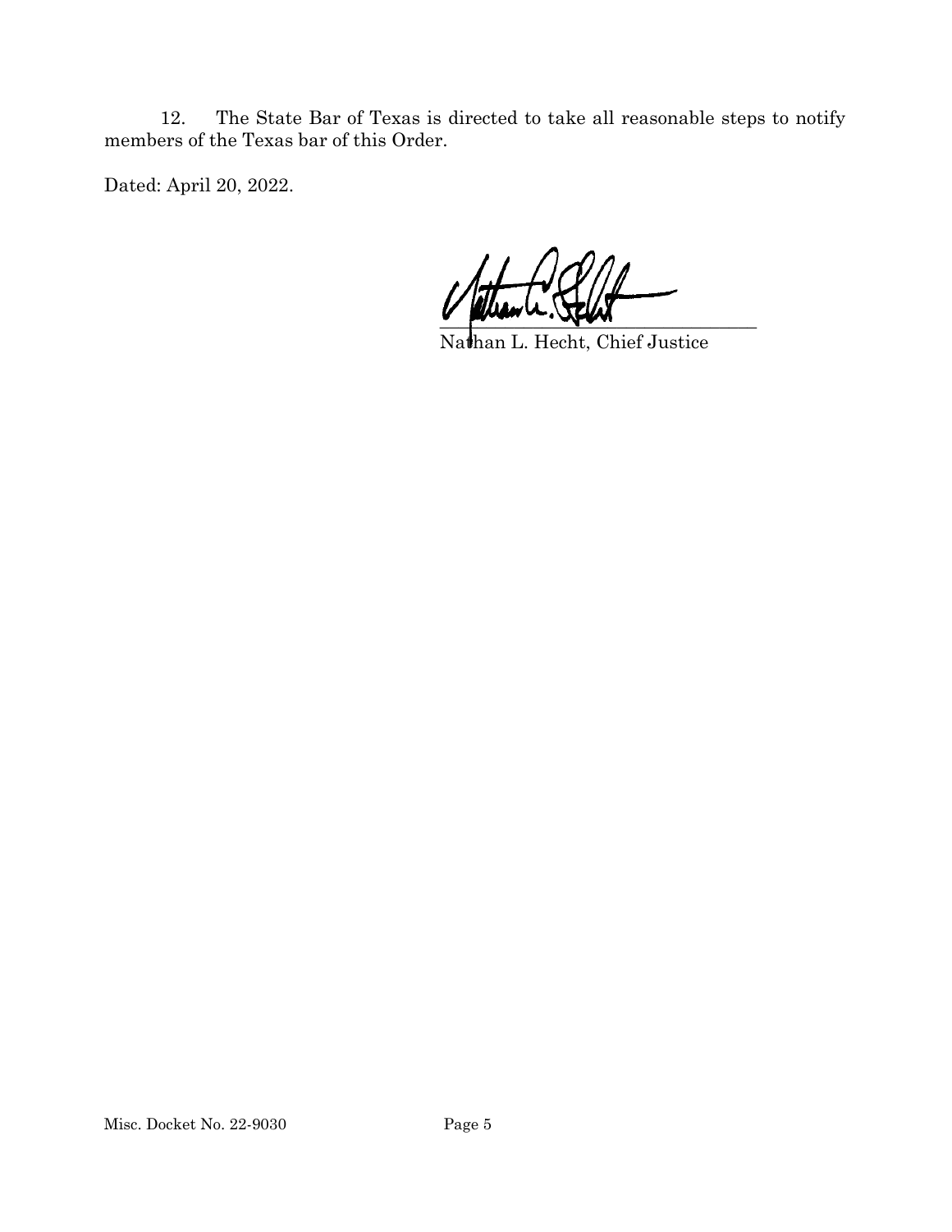12. The State Bar of Texas is directed to take all reasonable steps to notify members of the Texas bar of this Order.

Dated: April 20, 2022.

Nathan L. Hecht, Chief Justice

Misc. Docket No. 22-9030